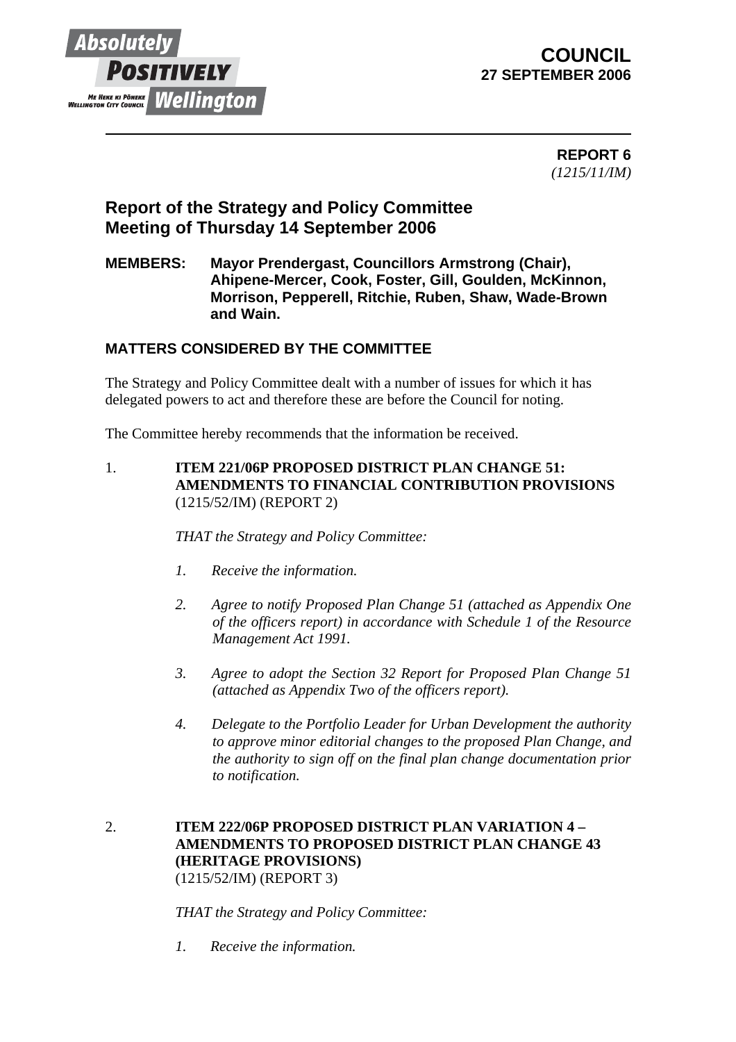**COUNCIL**
**27 SEPTEMBER 2006**

**REPORT 6**
*(1215/11/IM)*

## Report of the Strategy and Policy Committee Meeting of Thursday 14 September 2006

**MEMBERS: Mayor Prendergast, Councillors Armstrong (Chair), Ahipene-Mercer, Cook, Foster, Gill, Goulden, McKinnon, Morrison, Pepperell, Ritchie, Ruben, Shaw, Wade-Brown and Wain.**

### MATTERS CONSIDERED BY THE COMMITTEE

The Strategy and Policy Committee dealt with a number of issues for which it has delegated powers to act and therefore these are before the Council for noting.

The Committee hereby recommends that the information be received.

1. **ITEM 221/06P PROPOSED DISTRICT PLAN CHANGE 51: AMENDMENTS TO FINANCIAL CONTRIBUTION PROVISIONS** (1215/52/IM) (REPORT 2)

   *THAT the Strategy and Policy Committee:*

   1. *Receive the information.*
   2. *Agree to notify Proposed Plan Change 51 (attached as Appendix One of the officers report) in accordance with Schedule 1 of the Resource Management Act 1991.*
   3. *Agree to adopt the Section 32 Report for Proposed Plan Change 51 (attached as Appendix Two of the officers report).*
   4. *Delegate to the Portfolio Leader for Urban Development the authority to approve minor editorial changes to the proposed Plan Change, and the authority to sign off on the final plan change documentation prior to notification.*

2. **ITEM 222/06P PROPOSED DISTRICT PLAN VARIATION 4 – AMENDMENTS TO PROPOSED DISTRICT PLAN CHANGE 43 (HERITAGE PROVISIONS)** (1215/52/IM) (REPORT 3)

   *THAT the Strategy and Policy Committee:*

   1. *Receive the information.*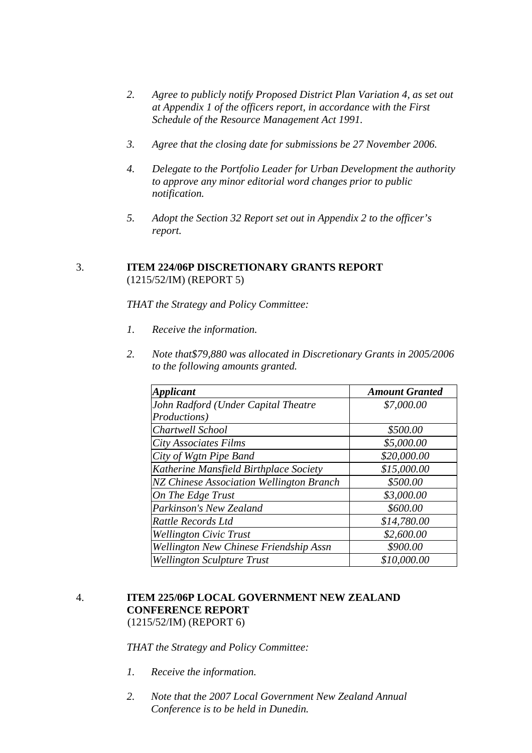2. *Agree to publicly notify Proposed District Plan Variation 4, as set out at Appendix 1 of the officers report, in accordance with the First Schedule of the Resource Management Act 1991.*

3. *Agree that the closing date for submissions be 27 November 2006.*

4. *Delegate to the Portfolio Leader for Urban Development the authority to approve any minor editorial word changes prior to public notification.*

5. *Adopt the Section 32 Report set out in Appendix 2 to the officer's report.*

3. **ITEM 224/06P DISCRETIONARY GRANTS REPORT**
(1215/52/IM) (REPORT 5)

*THAT the Strategy and Policy Committee:*

1. *Receive the information.*

2. *Note that$79,880 was allocated in Discretionary Grants in 2005/2006 to the following amounts granted.*

| ***Applicant*** | ***Amount Granted*** |
|---|---|
| *John Radford (Under Capital Theatre Productions)* | *$7,000.00* |
| *Chartwell School* | *$500.00* |
| *City Associates Films* | *$5,000.00* |
| *City of Wgtn Pipe Band* | *$20,000.00* |
| *Katherine Mansfield Birthplace Society* | *$15,000.00* |
| *NZ Chinese Association Wellington Branch* | *$500.00* |
| *On The Edge Trust* | *$3,000.00* |
| *Parkinson's New Zealand* | *$600.00* |
| *Rattle Records Ltd* | *$14,780.00* |
| *Wellington Civic Trust* | *$2,600.00* |
| *Wellington New Chinese Friendship Assn* | *$900.00* |
| *Wellington Sculpture Trust* | *$10,000.00* |

4. **ITEM 225/06P LOCAL GOVERNMENT NEW ZEALAND CONFERENCE REPORT**
(1215/52/IM) (REPORT 6)

*THAT the Strategy and Policy Committee:*

1. *Receive the information.*

2. *Note that the 2007 Local Government New Zealand Annual Conference is to be held in Dunedin.*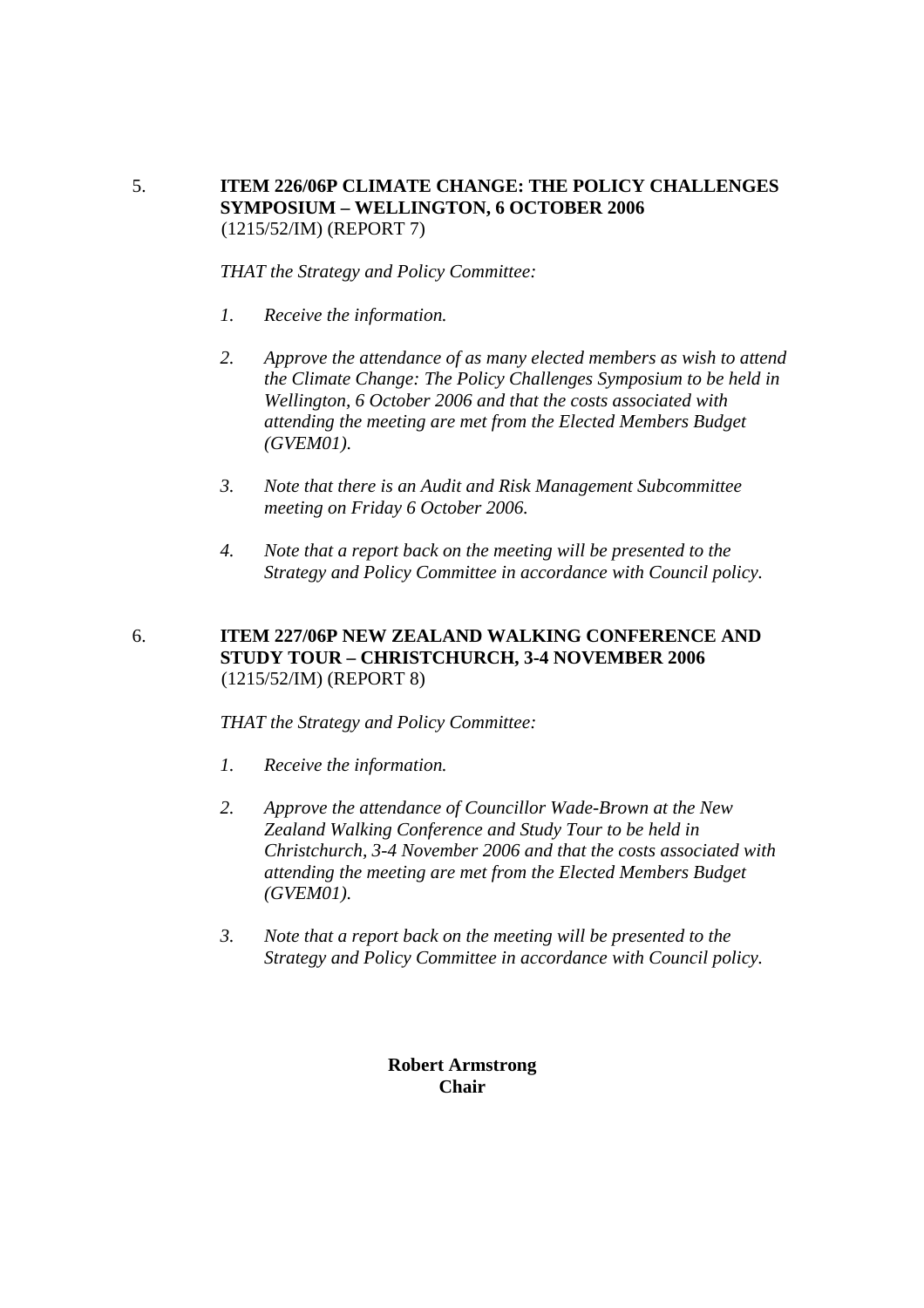5. **ITEM 226/06P CLIMATE CHANGE: THE POLICY CHALLENGES SYMPOSIUM – WELLINGTON, 6 OCTOBER 2006**
(1215/52/IM) (REPORT 7)

*THAT the Strategy and Policy Committee:*

*1. Receive the information.*

*2. Approve the attendance of as many elected members as wish to attend the Climate Change: The Policy Challenges Symposium to be held in Wellington, 6 October 2006 and that the costs associated with attending the meeting are met from the Elected Members Budget (GVEM01).*

*3. Note that there is an Audit and Risk Management Subcommittee meeting on Friday 6 October 2006.*

*4. Note that a report back on the meeting will be presented to the Strategy and Policy Committee in accordance with Council policy.*

6. **ITEM 227/06P NEW ZEALAND WALKING CONFERENCE AND STUDY TOUR – CHRISTCHURCH, 3-4 NOVEMBER 2006**
(1215/52/IM) (REPORT 8)

*THAT the Strategy and Policy Committee:*

*1. Receive the information.*

*2. Approve the attendance of Councillor Wade-Brown at the New Zealand Walking Conference and Study Tour to be held in Christchurch, 3-4 November 2006 and that the costs associated with attending the meeting are met from the Elected Members Budget (GVEM01).*

*3. Note that a report back on the meeting will be presented to the Strategy and Policy Committee in accordance with Council policy.*

**Robert Armstrong**
**Chair**